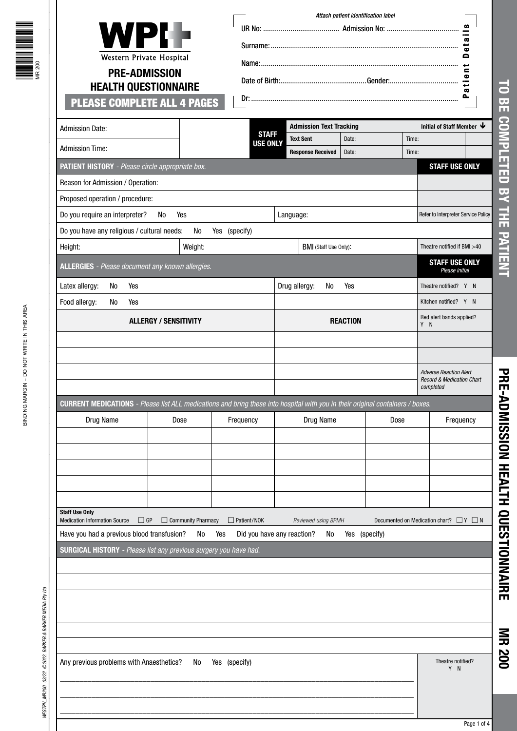WPH Western Private Hospital

# PRE-ADMISSION HEALTH QUESTIONNAIRE

**PLEASE COMPLETE ALL 4 PAGES**

*Attach patient identification label*

**Patient Details**

UR No: ....................................... Admission No: .....................................

Surname: ..............................................................................................

Name: ....................................................................................................

Date of Birth: ........................................... Gender: ..................................

Dr: .........................................................................................................

| Admission Date: | | STAFF USE ONLY | Admission Text Tracking | | | Initial of Staff Member |
|---|---|---|---|---|---|---|
| | | | Text Sent | Date: | Time: | |
| Admission Time: | | | Response Received | Date: | Time: | |

| **PATIENT HISTORY** - *Please circle appropriate box.* | | | **STAFF USE ONLY** |
|---|---|---|---|
| Reason for Admission / Operation: | | | |
| Proposed operation / procedure: | | | |
| Do you require an interpreter? No Yes | | Language: | Refer to Interpreter Service Policy |
| Do you have any religious / cultural needs: No Yes (specify) | | | |
| Height: | Weight: | BMI (Staff Use Only): | Theatre notified if BMI >40 |

| **ALLERGIES** - *Please document any known allergies.* | | **STAFF USE ONLY** *Please initial* |
|---|---|---|
| Latex allergy: No Yes | Drug allergy: No Yes | Theatre notified? Y N |
| Food allergy: No Yes | | Kitchen notified? Y N |
| **ALLERGY / SENSITIVITY** | **REACTION** | Red alert bands applied? Y N |
| | | |
| | | |
| | | *Adverse Reaction Alert Record & Medication Chart completed* |
| | | |

**CURRENT MEDICATIONS** - *Please list ALL medications and bring these into hospital with you in their original containers / boxes.*

| Drug Name | Dose | Frequency | Drug Name | Dose | Frequency |
|---|---|---|---|---|---|
| | | | | | |
| | | | | | |
| | | | | | |
| | | | | | |
| | | | | | |

**Staff Use Only**
Medication Information Source ☐ GP ☐ Community Pharmacy ☐ Patient/NOK *Reviewed using BPMH* Documented on Medication chart? ☐ Y ☐ N

Have you had a previous blood transfusion? No Yes Did you have any reaction? No Yes (specify)

**SURGICAL HISTORY** - *Please list any previous surgery you have had.*

| |
|---|
| |
| |
| |
| |
| |
| |

| Any previous problems with Anaesthetics? No Yes (specify) | Theatre notified? Y N |
|---|---|
| | |

TO BE COMPLETED BY THE PATIENT

PRE-ADMISSION HEALTH QUESTIONNAIRE MR 200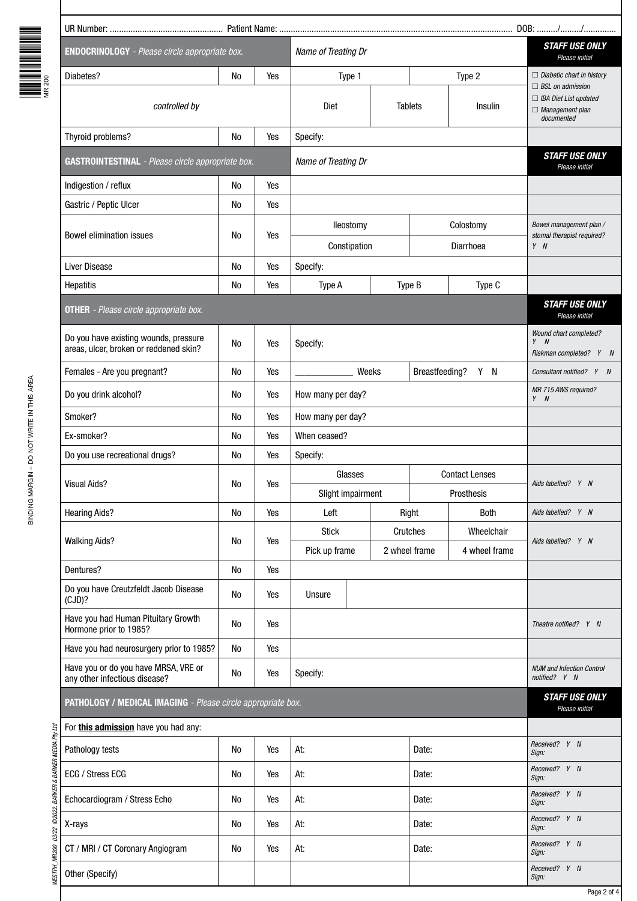UR Number: ................................................ Patient Name: .................................................................................................... DOB: ........./........./..............

| **ENDOCRINOLOGY** - *Please circle appropriate box.* | | | *Name of Treating Dr* | | | ***STAFF USE ONLY*** *Please initial* |
|---|---|---|---|---|---|---|
| Diabetes? | No | Yes | Type 1 | | Type 2 | ☐ *Diabetic chart in history* ☐ *BSL on admission* ☐ *IBA Diet List updated* ☐ *Management plan documented* |
| *controlled by* | | | Diet | Tablets | Insulin | |
| Thyroid problems? | No | Yes | Specify: | | | |

| **GASTROINTESTINAL** - *Please circle appropriate box.* | | | *Name of Treating Dr* | | | ***STAFF USE ONLY*** *Please initial* |
|---|---|---|---|---|---|---|
| Indigestion / reflux | No | Yes | | | | |
| Gastric / Peptic Ulcer | No | Yes | | | | |
| Bowel elimination issues | No | Yes | Ileostomy | | Colostomy | *Bowel management plan / stomal therapist required? Y N* |
| | | | Constipation | | Diarrhoea | |
| Liver Disease | No | Yes | Specify: | | | |
| Hepatitis | No | Yes | Type A | Type B | Type C | |

| **OTHER** - *Please circle appropriate box.* | | | | | | ***STAFF USE ONLY*** *Please initial* |
|---|---|---|---|---|---|---|
| Do you have existing wounds, pressure areas, ulcer, broken or reddened skin? | No | Yes | Specify: | | | *Wound chart completed? Y N* *Riskman completed? Y N* |
| Females - Are you pregnant? | No | Yes | ____________ Weeks | | Breastfeeding? Y N | *Consultant notified? Y N* |
| Do you drink alcohol? | No | Yes | How many per day? | | | *MR 715 AWS required? Y N* |
| Smoker? | No | Yes | How many per day? | | | |
| Ex-smoker? | No | Yes | When ceased? | | | |
| Do you use recreational drugs? | No | Yes | Specify: | | | |
| Visual Aids? | No | Yes | Glasses | | Contact Lenses | *Aids labelled? Y N* |
| | | | Slight impairment | | Prosthesis | |
| Hearing Aids? | No | Yes | Left | Right | Both | *Aids labelled? Y N* |
| Walking Aids? | No | Yes | Stick | Crutches | Wheelchair | *Aids labelled? Y N* |
| | | | Pick up frame | 2 wheel frame | 4 wheel frame | |
| Dentures? | No | Yes | | | | |
| Do you have Creutzfeldt Jacob Disease (CJD)? | No | Yes | Unsure | | | |
| Have you had Human Pituitary Growth Hormone prior to 1985? | No | Yes | | | | *Theatre notified? Y N* |
| Have you had neurosurgery prior to 1985? | No | Yes | | | | |
| Have you or do you have MRSA, VRE or any other infectious disease? | No | Yes | Specify: | | | *NUM and Infection Control notified? Y N* |

| **PATHOLOGY / MEDICAL IMAGING** - *Please circle appropriate box.* | | | | | ***STAFF USE ONLY*** *Please initial* |
|---|---|---|---|---|---|
| For **this admission** have you had any: | | | | | |
| Pathology tests | No | Yes | At: | Date: | *Received? Y N* *Sign:* |
| ECG / Stress ECG | No | Yes | At: | Date: | *Received? Y N* *Sign:* |
| Echocardiogram / Stress Echo | No | Yes | At: | Date: | *Received? Y N* *Sign:* |
| X-rays | No | Yes | At: | Date: | *Received? Y N* *Sign:* |
| CT / MRI / CT Coronary Angiogram | No | Yes | At: | Date: | *Received? Y N* *Sign:* |
| Other (Specify) | | | | | *Received? Y N* *Sign:* |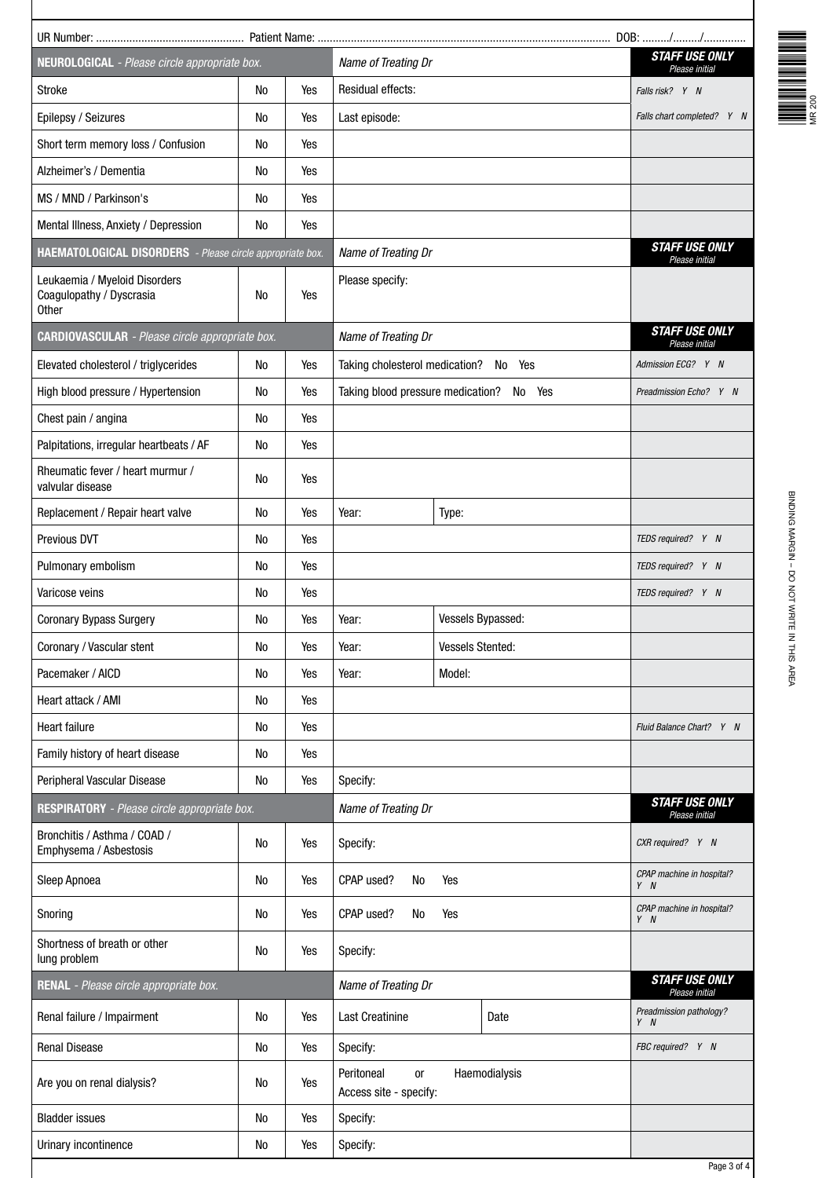UR Number: ................................................ Patient Name: ........................................................................................ DOB: ........./........./.............

| **NEUROLOGICAL** - *Please circle appropriate box.* | | | *Name of Treating Dr* | | ***STAFF USE ONLY*** *Please initial* |
|---|---|---|---|---|---|
| Stroke | No | Yes | Residual effects: | | *Falls risk? Y N* |
| Epilepsy / Seizures | No | Yes | Last episode: | | *Falls chart completed? Y N* |
| Short term memory loss / Confusion | No | Yes | | | |
| Alzheimer's / Dementia | No | Yes | | | |
| MS / MND / Parkinson's | No | Yes | | | |
| Mental Illness, Anxiety / Depression | No | Yes | | | |

| **HAEMATOLOGICAL DISORDERS** - *Please circle appropriate box.* | | | *Name of Treating Dr* | ***STAFF USE ONLY*** *Please initial* |
|---|---|---|---|---|
| Leukaemia / Myeloid Disorders Coagulopathy / Dyscrasia Other | No | Yes | Please specify: | |

| **CARDIOVASCULAR** - *Please circle appropriate box.* | | | *Name of Treating Dr* | | ***STAFF USE ONLY*** *Please initial* |
|---|---|---|---|---|---|
| Elevated cholesterol / triglycerides | No | Yes | Taking cholesterol medication? No Yes | | *Admission ECG? Y N* |
| High blood pressure / Hypertension | No | Yes | Taking blood pressure medication? No Yes | | *Preadmission Echo? Y N* |
| Chest pain / angina | No | Yes | | | |
| Palpitations, irregular heartbeats / AF | No | Yes | | | |
| Rheumatic fever / heart murmur / valvular disease | No | Yes | | | |
| Replacement / Repair heart valve | No | Yes | Year: | Type: | |
| Previous DVT | No | Yes | | | *TEDS required? Y N* |
| Pulmonary embolism | No | Yes | | | *TEDS required? Y N* |
| Varicose veins | No | Yes | | | *TEDS required? Y N* |
| Coronary Bypass Surgery | No | Yes | Year: | Vessels Bypassed: | |
| Coronary / Vascular stent | No | Yes | Year: | Vessels Stented: | |
| Pacemaker / AICD | No | Yes | Year: | Model: | |
| Heart attack / AMI | No | Yes | | | |
| Heart failure | No | Yes | | | *Fluid Balance Chart? Y N* |
| Family history of heart disease | No | Yes | | | |
| Peripheral Vascular Disease | No | Yes | Specify: | | |

| **RESPIRATORY** - *Please circle appropriate box.* | | | *Name of Treating Dr* | ***STAFF USE ONLY*** *Please initial* |
|---|---|---|---|---|
| Bronchitis / Asthma / COAD / Emphysema / Asbestosis | No | Yes | Specify: | *CXR required? Y N* |
| Sleep Apnoea | No | Yes | CPAP used? No Yes | *CPAP machine in hospital? Y N* |
| Snoring | No | Yes | CPAP used? No Yes | *CPAP machine in hospital? Y N* |
| Shortness of breath or other lung problem | No | Yes | Specify: | |

| **RENAL** - *Please circle appropriate box.* | | | *Name of Treating Dr* | | ***STAFF USE ONLY*** *Please initial* |
|---|---|---|---|---|---|
| Renal failure / Impairment | No | Yes | Last Creatinine | Date | *Preadmission pathology? Y N* |
| Renal Disease | No | Yes | Specify: | | *FBC required? Y N* |
| Are you on renal dialysis? | No | Yes | Peritoneal or Haemodialysis<br>Access site - specify: | | |
| Bladder issues | No | Yes | Specify: | | |
| Urinary incontinence | No | Yes | Specify: | | |

MR 200

BINDING MARGIN – DO NOT WRITE IN THIS AREA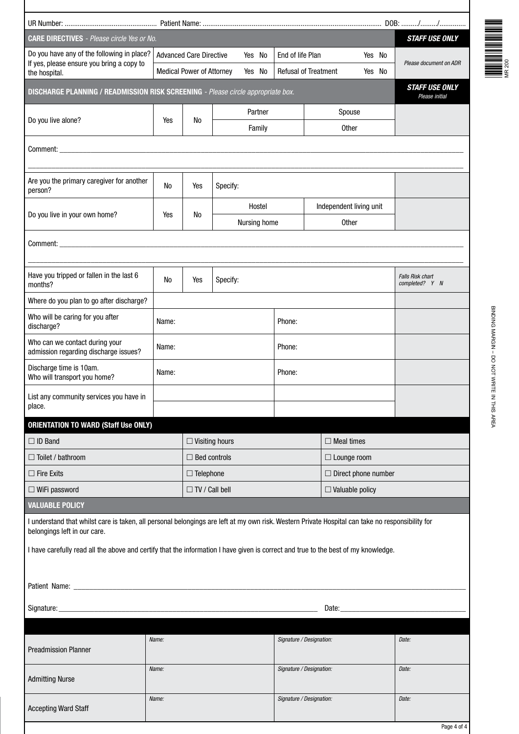UR Number: ................................................ Patient Name: ................................................................................................ DOB: ........./........./.............

| CARE DIRECTIVES - *Please circle Yes or No.* | | | | | *STAFF USE ONLY* |
|---|---|---|---|---|---|
| Do you have any of the following in place? If yes, please ensure you bring a copy to the hospital. | Advanced Care Directive | Yes No | End of life Plan | Yes No | *Please document on ADR* |
| | Medical Power of Attorney | Yes No | Refusal of Treatment | Yes No | |

| DISCHARGE PLANNING / READMISSION RISK SCREENING - *Please circle appropriate box.* | | | | | *STAFF USE ONLY* *Please initial* |
|---|---|---|---|---|---|
| Do you live alone? | Yes | No | Partner | Spouse | |
| | | | Family | Other | |
| Comment: | | | | | |
| Are you the primary caregiver for another person? | No | Yes | Specify: | | |
| Do you live in your own home? | Yes | No | Hostel | Independent living unit | |
| | | | Nursing home | Other | |
| Comment: | | | | | |
| Have you tripped or fallen in the last 6 months? | No | Yes | Specify: | | *Falls Risk chart completed? Y N* |
| Where do you plan to go after discharge? | | | | | |
| Who will be caring for you after discharge? | Name: | | | Phone: | |
| Who can we contact during your admission regarding discharge issues? | Name: | | | Phone: | |
| Discharge time is 10am. Who will transport you home? | Name: | | | Phone: | |
| List any community services you have in place. | | | | | |
| | | | | | |

| ORIENTATION TO WARD (Staff Use ONLY) | | |
|---|---|---|
| ☐ ID Band | ☐ Visiting hours | ☐ Meal times |
| ☐ Toilet / bathroom | ☐ Bed controls | ☐ Lounge room |
| ☐ Fire Exits | ☐ Telephone | ☐ Direct phone number |
| ☐ WiFi password | ☐ TV / Call bell | ☐ Valuable policy |

**VALUABLE POLICY**

I understand that whilst care is taken, all personal belongings are left at my own risk. Western Private Hospital can take no responsibility for belongings left in our care.

I have carefully read all the above and certify that the information I have given is correct and true to the best of my knowledge.

Patient Name: ______________________________________________

Signature: ______________________________ Date: ______________________

| | | | |
|---|---|---|---|
| Preadmission Planner | *Name:* | *Signature / Designation:* | *Date:* |
| Admitting Nurse | *Name:* | *Signature / Designation:* | *Date:* |
| Accepting Ward Staff | *Name:* | *Signature / Designation:* | *Date:* |

MR 200

BINDING MARGIN – DO NOT WRITE IN THIS AREA